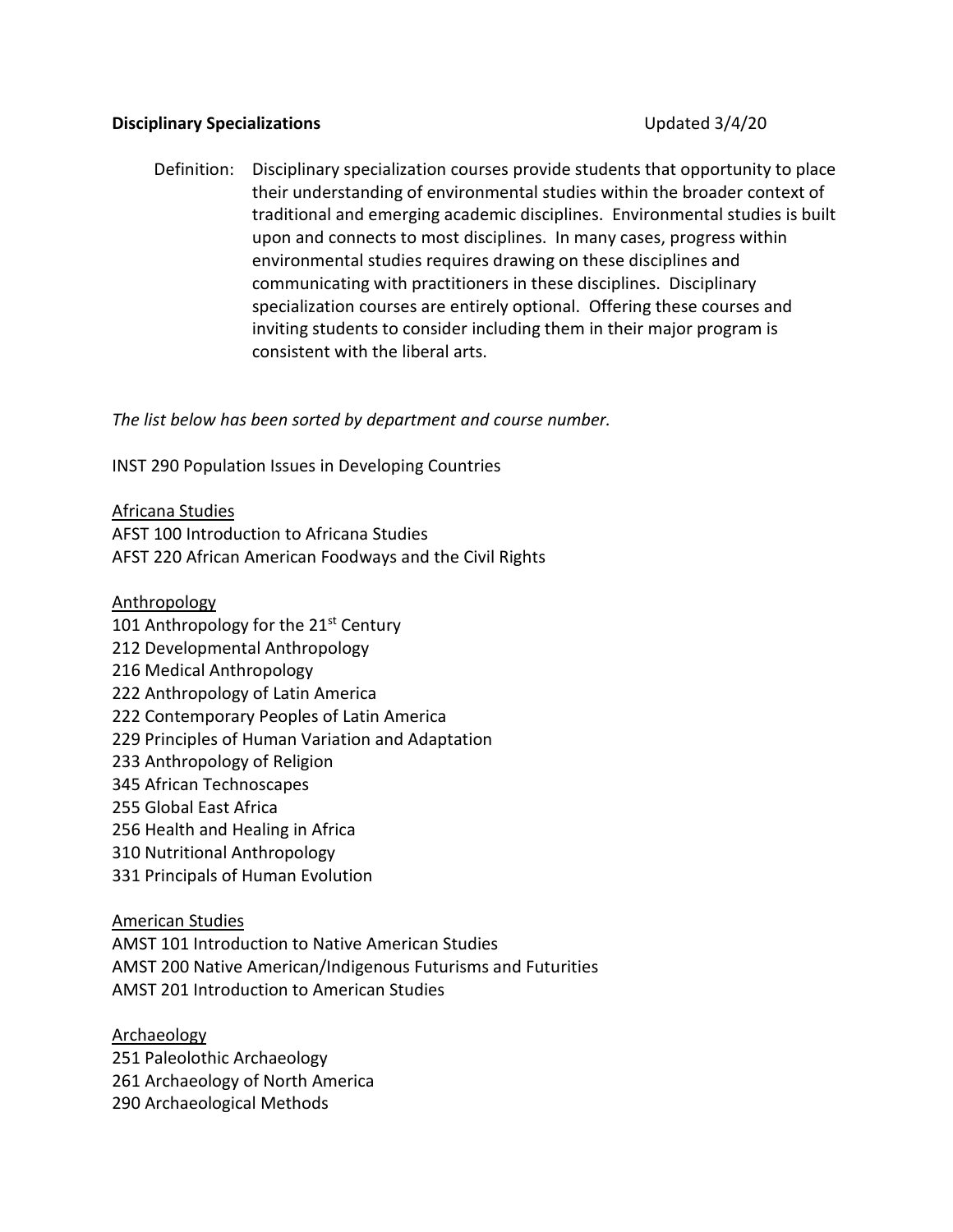**Disciplinary Specializations** Updated 3/4/20

Definition: Disciplinary specialization courses provide students that opportunity to place their understanding of environmental studies within the broader context of traditional and emerging academic disciplines. Environmental studies is built upon and connects to most disciplines. In many cases, progress within environmental studies requires drawing on these disciplines and communicating with practitioners in these disciplines. Disciplinary specialization courses are entirely optional. Offering these courses and inviting students to consider including them in their major program is consistent with the liberal arts.

*The list below has been sorted by department and course number.*

INST 290 Population Issues in Developing Countries

<u>Africana Studies</u>
AFST 100 Introduction to Africana Studies
AFST 220 African American Foodways and the Civil Rights

<u>Anthropology</u>
101 Anthropology for the 21st Century
212 Developmental Anthropology
216 Medical Anthropology
222 Anthropology of Latin America
222 Contemporary Peoples of Latin America
229 Principles of Human Variation and Adaptation
233 Anthropology of Religion
345 African Technoscapes
255 Global East Africa
256 Health and Healing in Africa
310 Nutritional Anthropology
331 Principals of Human Evolution

<u>American Studies</u>
AMST 101 Introduction to Native American Studies
AMST 200 Native American/Indigenous Futurisms and Futurities
AMST 201 Introduction to American Studies

<u>Archaeology</u>
251 Paleolothic Archaeology
261 Archaeology of North America
290 Archaeological Methods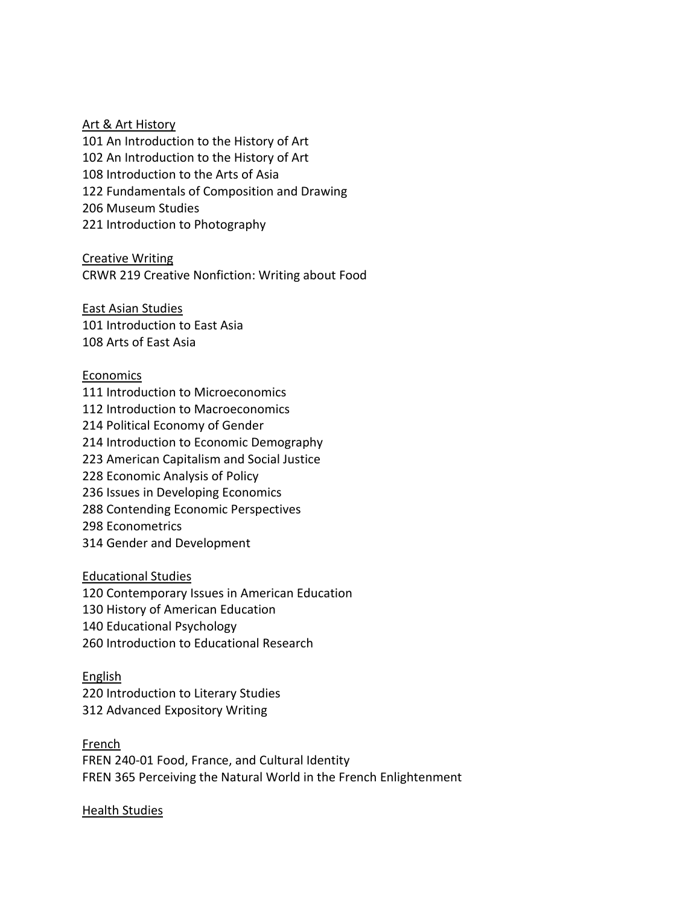<u>Art & Art History</u>

101 An Introduction to the History of Art
102 An Introduction to the History of Art
108 Introduction to the Arts of Asia
122 Fundamentals of Composition and Drawing
206 Museum Studies
221 Introduction to Photography

<u>Creative Writing</u>

CRWR 219 Creative Nonfiction: Writing about Food

<u>East Asian Studies</u>

101 Introduction to East Asia
108 Arts of East Asia

<u>Economics</u>

111 Introduction to Microeconomics
112 Introduction to Macroeconomics
214 Political Economy of Gender
214 Introduction to Economic Demography
223 American Capitalism and Social Justice
228 Economic Analysis of Policy
236 Issues in Developing Economics
288 Contending Economic Perspectives
298 Econometrics
314 Gender and Development

<u>Educational Studies</u>

120 Contemporary Issues in American Education
130 History of American Education
140 Educational Psychology
260 Introduction to Educational Research

<u>English</u>

220 Introduction to Literary Studies
312 Advanced Expository Writing

<u>French</u>

FREN 240-01 Food, France, and Cultural Identity
FREN 365 Perceiving the Natural World in the French Enlightenment

<u>Health Studies</u>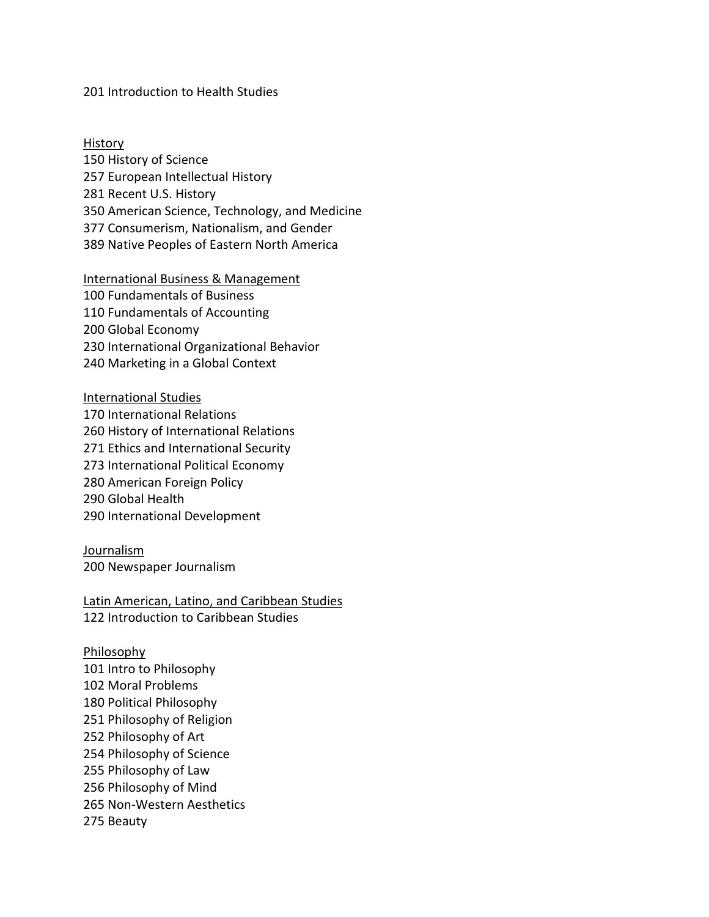201 Introduction to Health Studies

<u>History</u>
150 History of Science
257 European Intellectual History
281 Recent U.S. History
350 American Science, Technology, and Medicine
377 Consumerism, Nationalism, and Gender
389 Native Peoples of Eastern North America

<u>International Business & Management</u>
100 Fundamentals of Business
110 Fundamentals of Accounting
200 Global Economy
230 International Organizational Behavior
240 Marketing in a Global Context

<u>International Studies</u>
170 International Relations
260 History of International Relations
271 Ethics and International Security
273 International Political Economy
280 American Foreign Policy
290 Global Health
290 International Development

<u>Journalism</u>
200 Newspaper Journalism

<u>Latin American, Latino, and Caribbean Studies</u>
122 Introduction to Caribbean Studies

<u>Philosophy</u>
101 Intro to Philosophy
102 Moral Problems
180 Political Philosophy
251 Philosophy of Religion
252 Philosophy of Art
254 Philosophy of Science
255 Philosophy of Law
256 Philosophy of Mind
265 Non-Western Aesthetics
275 Beauty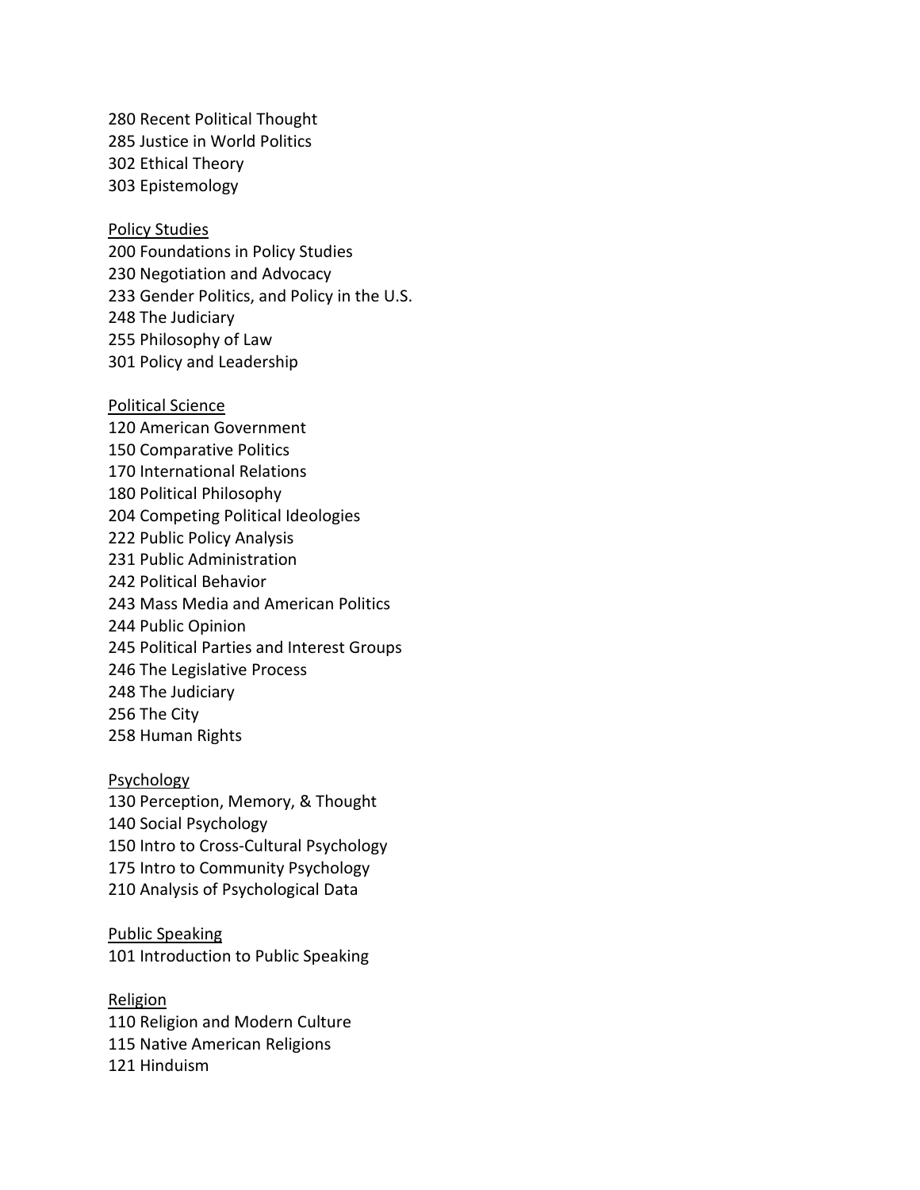280 Recent Political Thought
285 Justice in World Politics
302 Ethical Theory
303 Epistemology

Policy Studies
200 Foundations in Policy Studies
230 Negotiation and Advocacy
233 Gender Politics, and Policy in the U.S.
248 The Judiciary
255 Philosophy of Law
301 Policy and Leadership

Political Science
120 American Government
150 Comparative Politics
170 International Relations
180 Political Philosophy
204 Competing Political Ideologies
222 Public Policy Analysis
231 Public Administration
242 Political Behavior
243 Mass Media and American Politics
244 Public Opinion
245 Political Parties and Interest Groups
246 The Legislative Process
248 The Judiciary
256 The City
258 Human Rights

Psychology
130 Perception, Memory, & Thought
140 Social Psychology
150 Intro to Cross-Cultural Psychology
175 Intro to Community Psychology
210 Analysis of Psychological Data

Public Speaking
101 Introduction to Public Speaking

Religion
110 Religion and Modern Culture
115 Native American Religions
121 Hinduism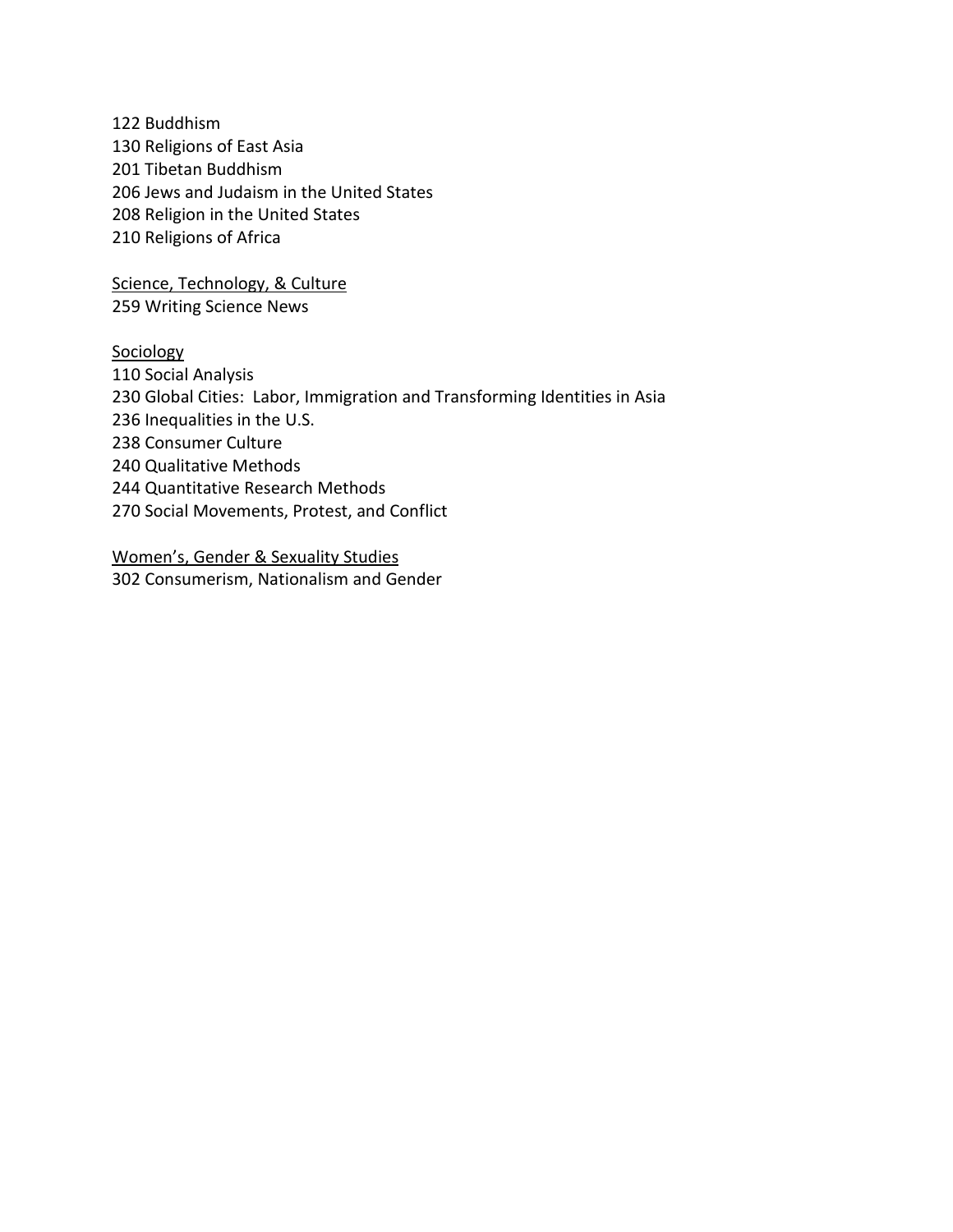122 Buddhism
130 Religions of East Asia
201 Tibetan Buddhism
206 Jews and Judaism in the United States
208 Religion in the United States
210 Religions of Africa

<u>Science, Technology, & Culture</u>
259 Writing Science News

<u>Sociology</u>
110 Social Analysis
230 Global Cities:  Labor, Immigration and Transforming Identities in Asia
236 Inequalities in the U.S.
238 Consumer Culture
240 Qualitative Methods
244 Quantitative Research Methods
270 Social Movements, Protest, and Conflict

<u>Women's, Gender & Sexuality Studies</u>
302 Consumerism, Nationalism and Gender